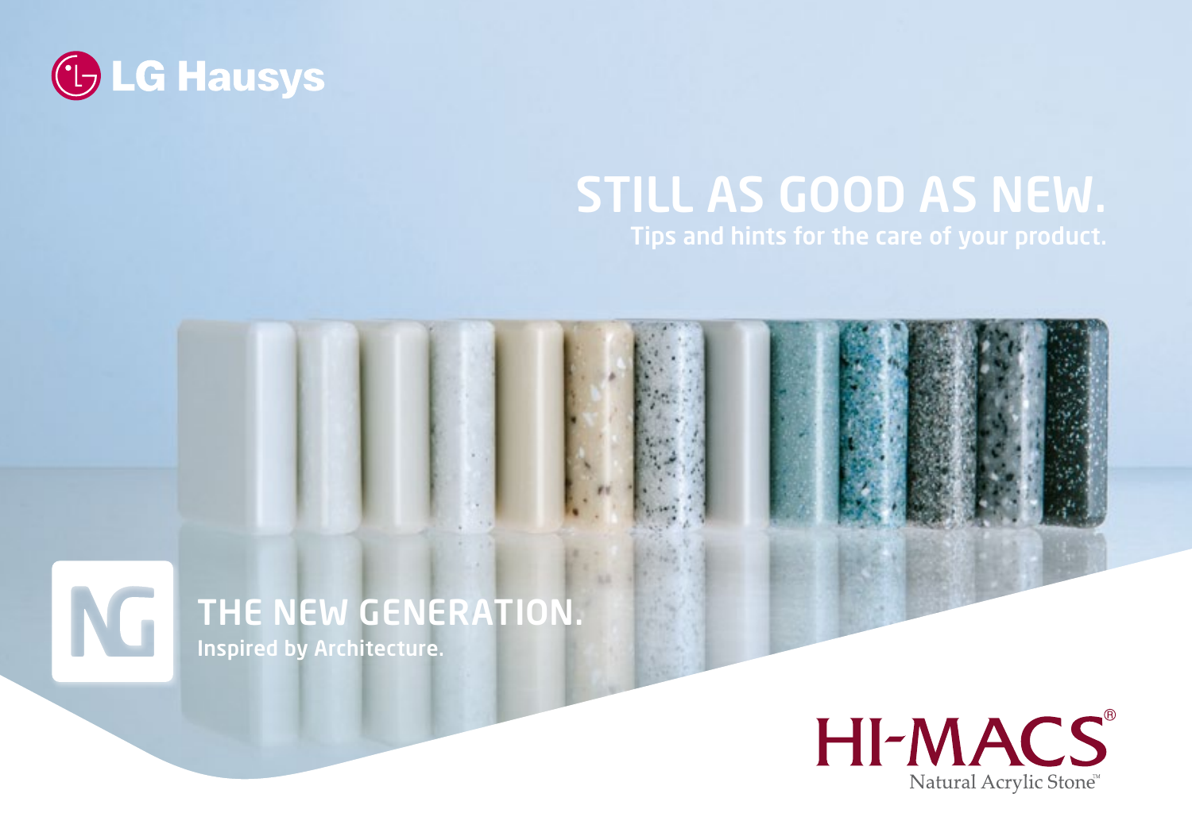LG Hausys

# STILL AS GOOD AS NEW.

**Tips and hints for the care of your product.**

NG

## THE NEW GENERATION.

**Inspired by Architecture.**

HI-MACS®

Natural Acrylic Stone™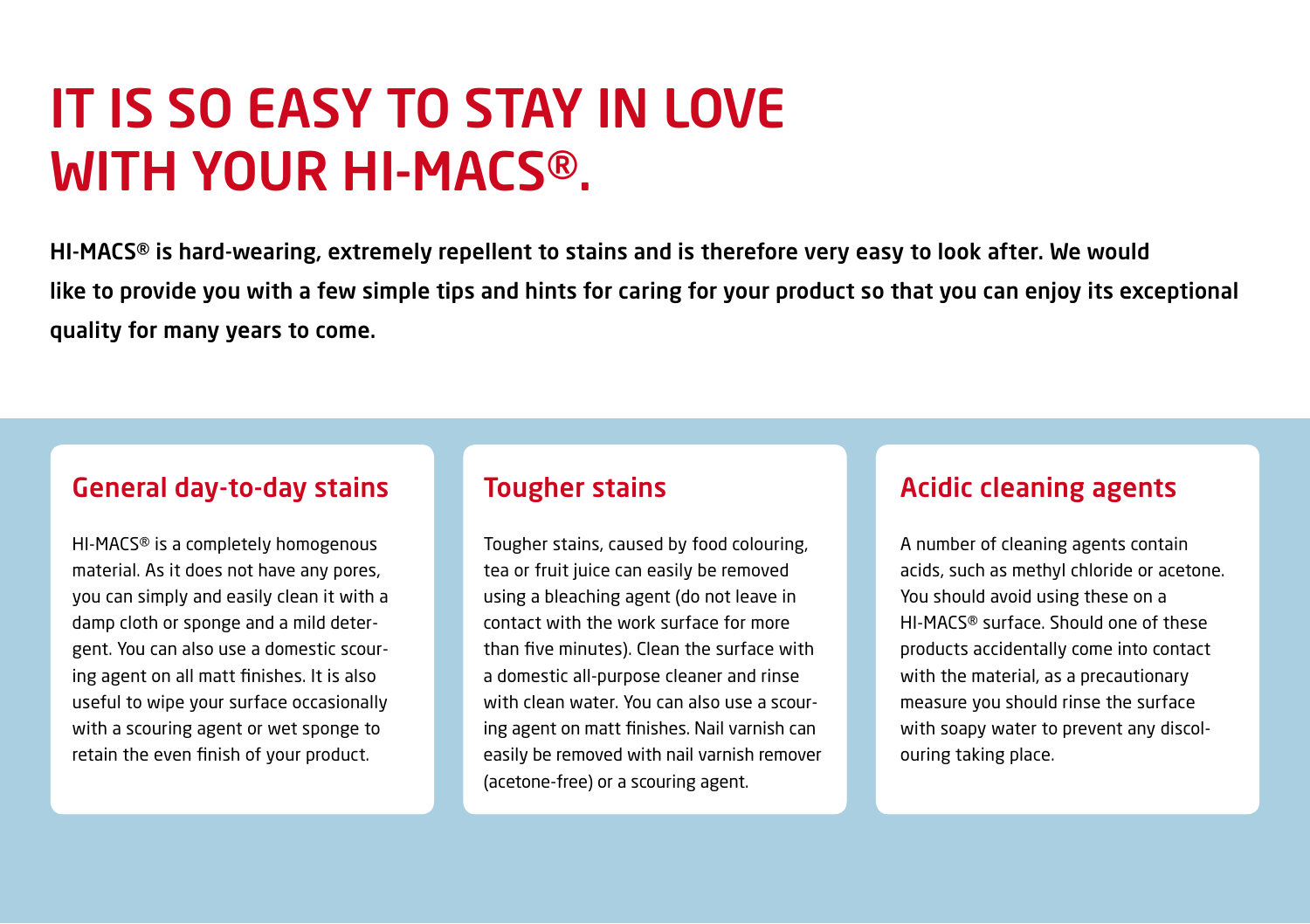# IT IS SO EASY TO STAY IN LOVE WITH YOUR HI-MACS®.

**HI-MACS® is hard-wearing, extremely repellent to stains and is therefore very easy to look after. We would like to provide you with a few simple tips and hints for caring for your product so that you can enjoy its exceptional quality for many years to come.**

## General day-to-day stains

HI-MACS® is a completely homogenous material. As it does not have any pores, you can simply and easily clean it with a damp cloth or sponge and a mild detergent. You can also use a domestic scouring agent on all matt finishes. It is also useful to wipe your surface occasionally with a scouring agent or wet sponge to retain the even finish of your product.

## Tougher stains

Tougher stains, caused by food colouring, tea or fruit juice can easily be removed using a bleaching agent (do not leave in contact with the work surface for more than five minutes). Clean the surface with a domestic all-purpose cleaner and rinse with clean water. You can also use a scouring agent on matt finishes. Nail varnish can easily be removed with nail varnish remover (acetone-free) or a scouring agent.

## Acidic cleaning agents

A number of cleaning agents contain acids, such as methyl chloride or acetone. You should avoid using these on a HI-MACS® surface. Should one of these products accidentally come into contact with the material, as a precautionary measure you should rinse the surface with soapy water to prevent any discolouring taking place.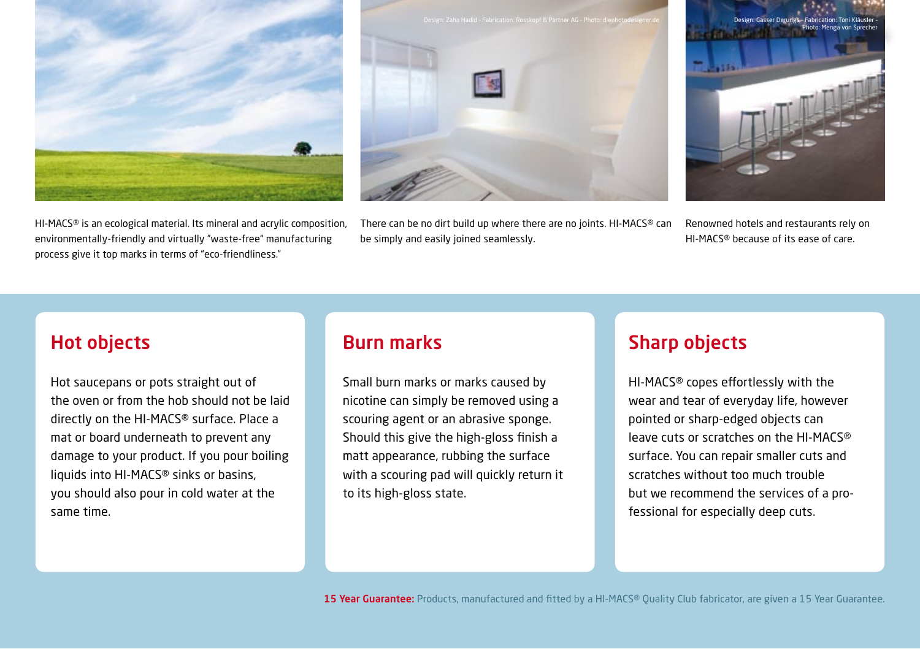Design: Zaha Hadid - Fabrication: Rosskopf & Partner AG - Photo: diephotodesigner.de

Design: Gasser Derungs - Fabrication: Toni Kläusler - Photo: Menga von Sprecher

HI-MACS® is an ecological material. Its mineral and acrylic composition, environmentally-friendly and virtually "waste-free" manufacturing process give it top marks in terms of "eco-friendliness."

There can be no dirt build up where there are no joints. HI-MACS® can be simply and easily joined seamlessly.

Renowned hotels and restaurants rely on HI-MACS® because of its ease of care.

## Hot objects

Hot saucepans or pots straight out of the oven or from the hob should not be laid directly on the HI-MACS® surface. Place a mat or board underneath to prevent any damage to your product. If you pour boiling liquids into HI-MACS® sinks or basins, you should also pour in cold water at the same time.

## Burn marks

Small burn marks or marks caused by nicotine can simply be removed using a scouring agent or an abrasive sponge. Should this give the high-gloss finish a matt appearance, rubbing the surface with a scouring pad will quickly return it to its high-gloss state.

## Sharp objects

HI-MACS® copes effortlessly with the wear and tear of everyday life, however pointed or sharp-edged objects can leave cuts or scratches on the HI-MACS® surface. You can repair smaller cuts and scratches without too much trouble but we recommend the services of a professional for especially deep cuts.

**15 Year Guarantee:** Products, manufactured and fitted by a HI-MACS® Quality Club fabricator, are given a 15 Year Guarantee.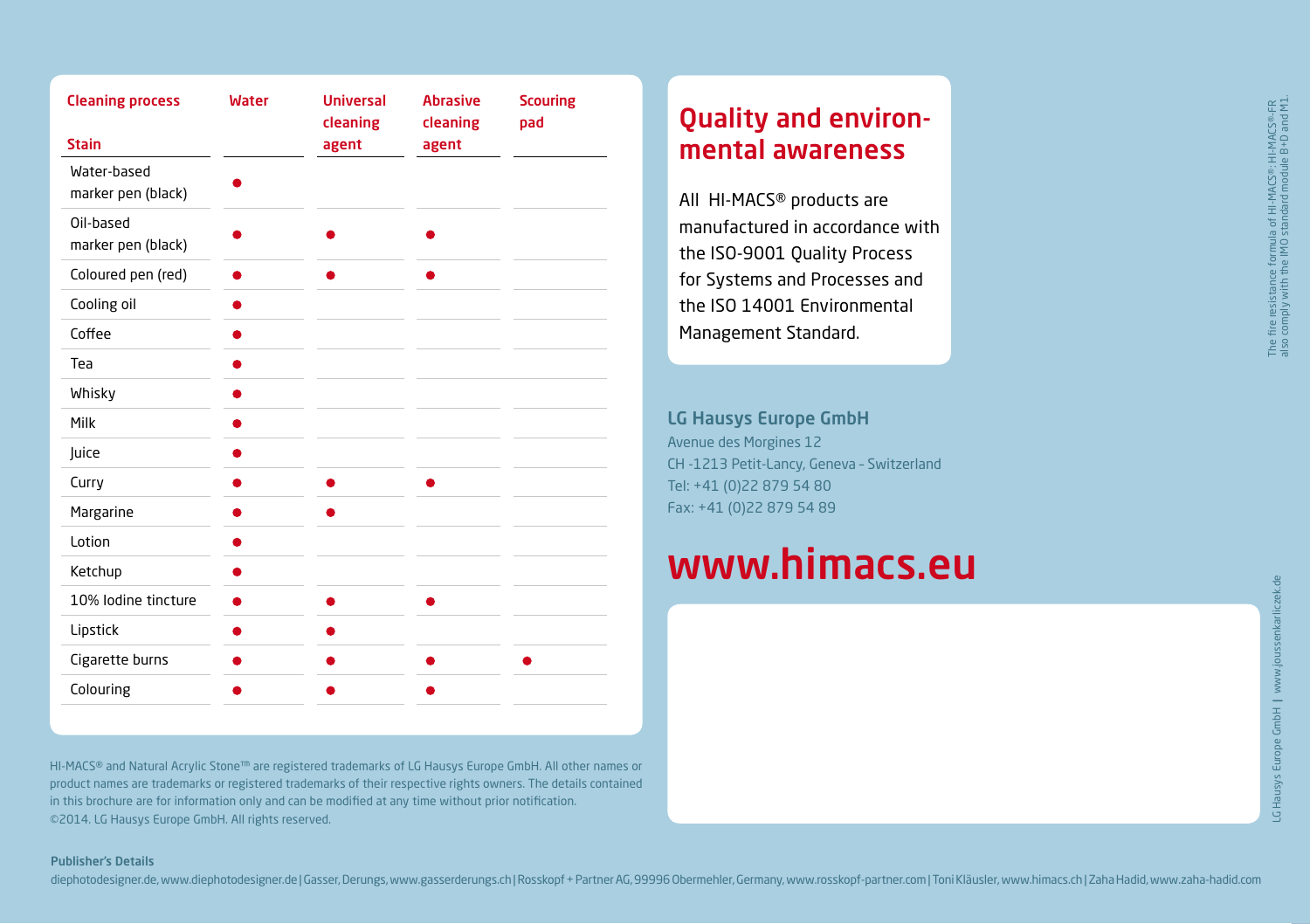| Cleaning process / Stain | Water | Universal cleaning agent | Abrasive cleaning agent | Scouring pad |
|---|---|---|---|---|
| Water-based marker pen (black) | ● | | | |
| Oil-based marker pen (black) | ● | ● | ● | |
| Coloured pen (red) | ● | ● | ● | |
| Cooling oil | ● | | | |
| Coffee | ● | | | |
| Tea | ● | | | |
| Whisky | ● | | | |
| Milk | ● | | | |
| Juice | ● | | | |
| Curry | ● | ● | ● | |
| Margarine | ● | ● | | |
| Lotion | ● | | | |
| Ketchup | ● | | | |
| 10% Iodine tincture | ● | ● | ● | |
| Lipstick | ● | ● | | |
| Cigarette burns | ● | ● | ● | ● |
| Colouring | ● | ● | ● | |

HI-MACS® and Natural Acrylic Stone™ are registered trademarks of LG Hausys Europe GmbH. All other names or product names are trademarks or registered trademarks of their respective rights owners. The details contained in this brochure are for information only and can be modified at any time without prior notification. ©2014. LG Hausys Europe GmbH. All rights reserved.

## Quality and environmental awareness

All HI-MACS® products are manufactured in accordance with the ISO-9001 Quality Process for Systems and Processes and the ISO 14001 Environmental Management Standard.

**LG Hausys Europe GmbH**
Avenue des Morgines 12
CH -1213 Petit-Lancy, Geneva - Switzerland
Tel: +41 (0)22 879 54 80
Fax: +41 (0)22 879 54 89

**www.himacs.eu**

The fire resistance formula of HI-MACS®: HI-MACS®-FR also comply with the IMO standard module B+D and M1.

LG Hausys Europe GmbH | www.joussenkarliczek.de

**Publisher's Details**

diephotodesigner.de, www.diephotodesigner.de | Gasser, Derungs, www.gasserderungs.ch | Rosskopf + Partner AG, 99996 Obermehler, Germany, www.rosskopf-partner.com | Toni Kläusler, www.himacs.ch | Zaha Hadid, www.zaha-hadid.com